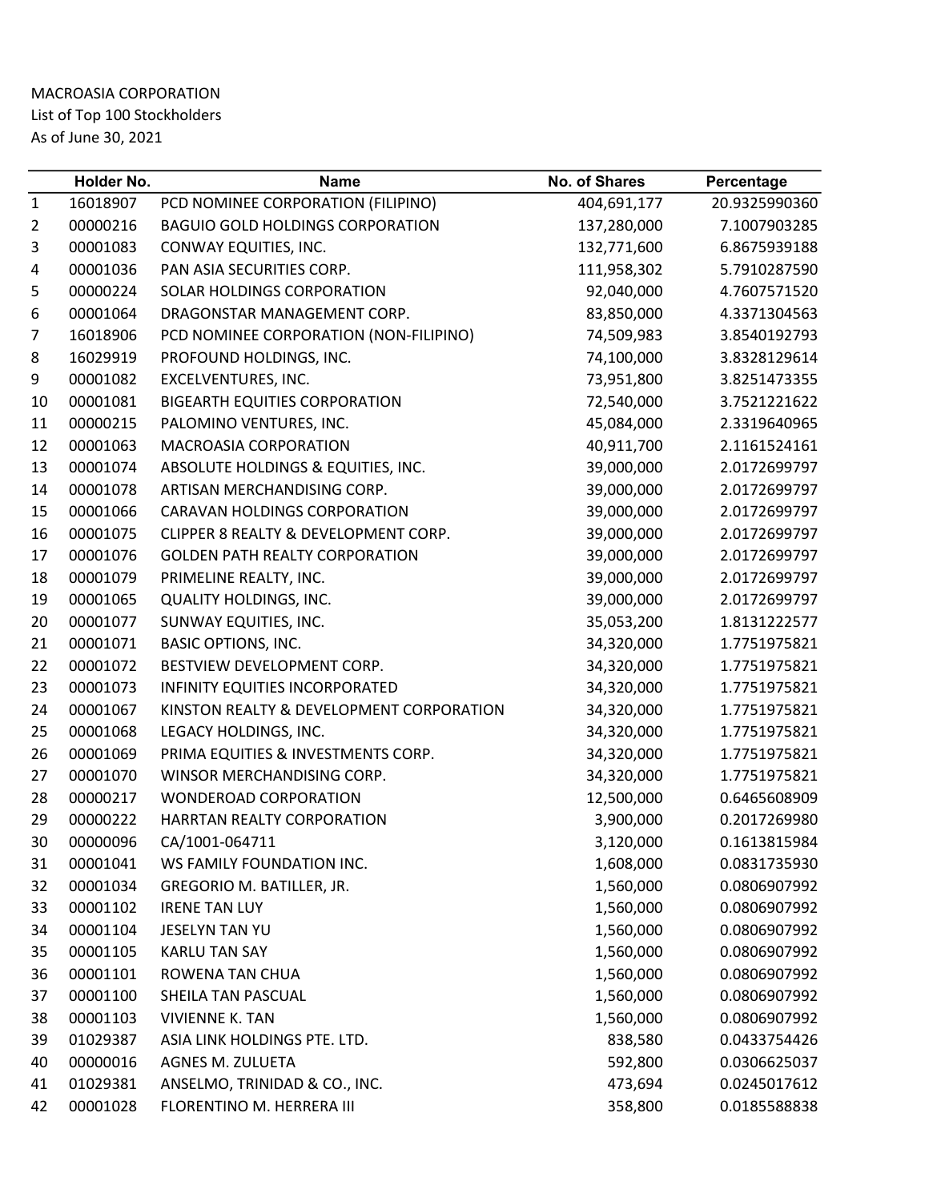MACROASIA CORPORATION
List of Top 100 Stockholders
As of June 30, 2021

| | Holder No. | Name | No. of Shares | Percentage |
|---|---|---|---|---|
| 1 | 16018907 | PCD NOMINEE CORPORATION (FILIPINO) | 404,691,177 | 20.9325990360 |
| 2 | 00000216 | BAGUIO GOLD HOLDINGS CORPORATION | 137,280,000 | 7.1007903285 |
| 3 | 00001083 | CONWAY EQUITIES, INC. | 132,771,600 | 6.8675939188 |
| 4 | 00001036 | PAN ASIA SECURITIES CORP. | 111,958,302 | 5.7910287590 |
| 5 | 00000224 | SOLAR HOLDINGS CORPORATION | 92,040,000 | 4.7607571520 |
| 6 | 00001064 | DRAGONSTAR MANAGEMENT CORP. | 83,850,000 | 4.3371304563 |
| 7 | 16018906 | PCD NOMINEE CORPORATION (NON-FILIPINO) | 74,509,983 | 3.8540192793 |
| 8 | 16029919 | PROFOUND HOLDINGS, INC. | 74,100,000 | 3.8328129614 |
| 9 | 00001082 | EXCELVENTURES, INC. | 73,951,800 | 3.8251473355 |
| 10 | 00001081 | BIGEARTH EQUITIES CORPORATION | 72,540,000 | 3.7521221622 |
| 11 | 00000215 | PALOMINO VENTURES, INC. | 45,084,000 | 2.3319640965 |
| 12 | 00001063 | MACROASIA CORPORATION | 40,911,700 | 2.1161524161 |
| 13 | 00001074 | ABSOLUTE HOLDINGS & EQUITIES, INC. | 39,000,000 | 2.0172699797 |
| 14 | 00001078 | ARTISAN MERCHANDISING CORP. | 39,000,000 | 2.0172699797 |
| 15 | 00001066 | CARAVAN HOLDINGS CORPORATION | 39,000,000 | 2.0172699797 |
| 16 | 00001075 | CLIPPER 8 REALTY & DEVELOPMENT CORP. | 39,000,000 | 2.0172699797 |
| 17 | 00001076 | GOLDEN PATH REALTY CORPORATION | 39,000,000 | 2.0172699797 |
| 18 | 00001079 | PRIMELINE REALTY, INC. | 39,000,000 | 2.0172699797 |
| 19 | 00001065 | QUALITY HOLDINGS, INC. | 39,000,000 | 2.0172699797 |
| 20 | 00001077 | SUNWAY EQUITIES, INC. | 35,053,200 | 1.8131222577 |
| 21 | 00001071 | BASIC OPTIONS, INC. | 34,320,000 | 1.7751975821 |
| 22 | 00001072 | BESTVIEW DEVELOPMENT CORP. | 34,320,000 | 1.7751975821 |
| 23 | 00001073 | INFINITY EQUITIES INCORPORATED | 34,320,000 | 1.7751975821 |
| 24 | 00001067 | KINSTON REALTY & DEVELOPMENT CORPORATION | 34,320,000 | 1.7751975821 |
| 25 | 00001068 | LEGACY HOLDINGS, INC. | 34,320,000 | 1.7751975821 |
| 26 | 00001069 | PRIMA EQUITIES & INVESTMENTS CORP. | 34,320,000 | 1.7751975821 |
| 27 | 00001070 | WINSOR MERCHANDISING CORP. | 34,320,000 | 1.7751975821 |
| 28 | 00000217 | WONDEROAD CORPORATION | 12,500,000 | 0.6465608909 |
| 29 | 00000222 | HARRTAN REALTY CORPORATION | 3,900,000 | 0.2017269980 |
| 30 | 00000096 | CA/1001-064711 | 3,120,000 | 0.1613815984 |
| 31 | 00001041 | WS FAMILY FOUNDATION INC. | 1,608,000 | 0.0831735930 |
| 32 | 00001034 | GREGORIO M. BATILLER, JR. | 1,560,000 | 0.0806907992 |
| 33 | 00001102 | IRENE TAN LUY | 1,560,000 | 0.0806907992 |
| 34 | 00001104 | JESELYN TAN YU | 1,560,000 | 0.0806907992 |
| 35 | 00001105 | KARLU TAN SAY | 1,560,000 | 0.0806907992 |
| 36 | 00001101 | ROWENA TAN CHUA | 1,560,000 | 0.0806907992 |
| 37 | 00001100 | SHEILA TAN PASCUAL | 1,560,000 | 0.0806907992 |
| 38 | 00001103 | VIVIENNE K. TAN | 1,560,000 | 0.0806907992 |
| 39 | 01029387 | ASIA LINK HOLDINGS PTE. LTD. | 838,580 | 0.0433754426 |
| 40 | 00000016 | AGNES M. ZULUETA | 592,800 | 0.0306625037 |
| 41 | 01029381 | ANSELMO, TRINIDAD & CO., INC. | 473,694 | 0.0245017612 |
| 42 | 00001028 | FLORENTINO M. HERRERA III | 358,800 | 0.0185588838 |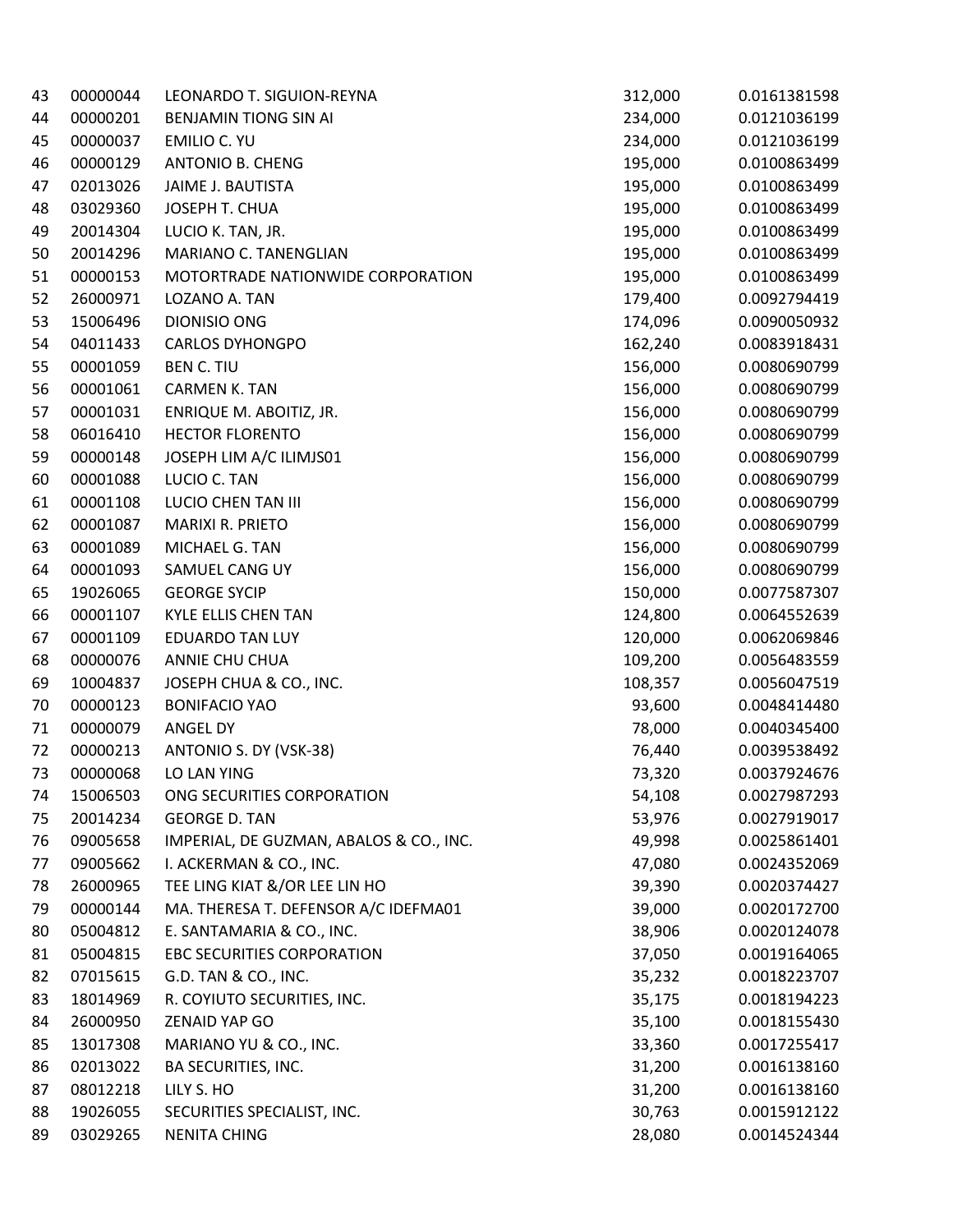| | | | | |
|---|---|---|---|---|
| 43 | 00000044 | LEONARDO T. SIGUION-REYNA | 312,000 | 0.0161381598 |
| 44 | 00000201 | BENJAMIN TIONG SIN AI | 234,000 | 0.0121036199 |
| 45 | 00000037 | EMILIO C. YU | 234,000 | 0.0121036199 |
| 46 | 00000129 | ANTONIO B. CHENG | 195,000 | 0.0100863499 |
| 47 | 02013026 | JAIME J. BAUTISTA | 195,000 | 0.0100863499 |
| 48 | 03029360 | JOSEPH T. CHUA | 195,000 | 0.0100863499 |
| 49 | 20014304 | LUCIO K. TAN, JR. | 195,000 | 0.0100863499 |
| 50 | 20014296 | MARIANO C. TANENGLIAN | 195,000 | 0.0100863499 |
| 51 | 00000153 | MOTORTRADE NATIONWIDE CORPORATION | 195,000 | 0.0100863499 |
| 52 | 26000971 | LOZANO A. TAN | 179,400 | 0.0092794419 |
| 53 | 15006496 | DIONISIO ONG | 174,096 | 0.0090050932 |
| 54 | 04011433 | CARLOS DYHONGPO | 162,240 | 0.0083918431 |
| 55 | 00001059 | BEN C. TIU | 156,000 | 0.0080690799 |
| 56 | 00001061 | CARMEN K. TAN | 156,000 | 0.0080690799 |
| 57 | 00001031 | ENRIQUE M. ABOITIZ, JR. | 156,000 | 0.0080690799 |
| 58 | 06016410 | HECTOR FLORENTO | 156,000 | 0.0080690799 |
| 59 | 00000148 | JOSEPH LIM A/C ILIMJS01 | 156,000 | 0.0080690799 |
| 60 | 00001088 | LUCIO C. TAN | 156,000 | 0.0080690799 |
| 61 | 00001108 | LUCIO CHEN TAN III | 156,000 | 0.0080690799 |
| 62 | 00001087 | MARIXI R. PRIETO | 156,000 | 0.0080690799 |
| 63 | 00001089 | MICHAEL G. TAN | 156,000 | 0.0080690799 |
| 64 | 00001093 | SAMUEL CANG UY | 156,000 | 0.0080690799 |
| 65 | 19026065 | GEORGE SYCIP | 150,000 | 0.0077587307 |
| 66 | 00001107 | KYLE ELLIS CHEN TAN | 124,800 | 0.0064552639 |
| 67 | 00001109 | EDUARDO TAN LUY | 120,000 | 0.0062069846 |
| 68 | 00000076 | ANNIE CHU CHUA | 109,200 | 0.0056483559 |
| 69 | 10004837 | JOSEPH CHUA & CO., INC. | 108,357 | 0.0056047519 |
| 70 | 00000123 | BONIFACIO YAO | 93,600 | 0.0048414480 |
| 71 | 00000079 | ANGEL DY | 78,000 | 0.0040345400 |
| 72 | 00000213 | ANTONIO S. DY (VSK-38) | 76,440 | 0.0039538492 |
| 73 | 00000068 | LO LAN YING | 73,320 | 0.0037924676 |
| 74 | 15006503 | ONG SECURITIES CORPORATION | 54,108 | 0.0027987293 |
| 75 | 20014234 | GEORGE D. TAN | 53,976 | 0.0027919017 |
| 76 | 09005658 | IMPERIAL, DE GUZMAN, ABALOS & CO., INC. | 49,998 | 0.0025861401 |
| 77 | 09005662 | I. ACKERMAN & CO., INC. | 47,080 | 0.0024352069 |
| 78 | 26000965 | TEE LING KIAT &/OR LEE LIN HO | 39,390 | 0.0020374427 |
| 79 | 00000144 | MA. THERESA T. DEFENSOR A/C IDEFMA01 | 39,000 | 0.0020172700 |
| 80 | 05004812 | E. SANTAMARIA & CO., INC. | 38,906 | 0.0020124078 |
| 81 | 05004815 | EBC SECURITIES CORPORATION | 37,050 | 0.0019164065 |
| 82 | 07015615 | G.D. TAN & CO., INC. | 35,232 | 0.0018223707 |
| 83 | 18014969 | R. COYIUTO SECURITIES, INC. | 35,175 | 0.0018194223 |
| 84 | 26000950 | ZENAID YAP GO | 35,100 | 0.0018155430 |
| 85 | 13017308 | MARIANO YU & CO., INC. | 33,360 | 0.0017255417 |
| 86 | 02013022 | BA SECURITIES, INC. | 31,200 | 0.0016138160 |
| 87 | 08012218 | LILY S. HO | 31,200 | 0.0016138160 |
| 88 | 19026055 | SECURITIES SPECIALIST, INC. | 30,763 | 0.0015912122 |
| 89 | 03029265 | NENITA CHING | 28,080 | 0.0014524344 |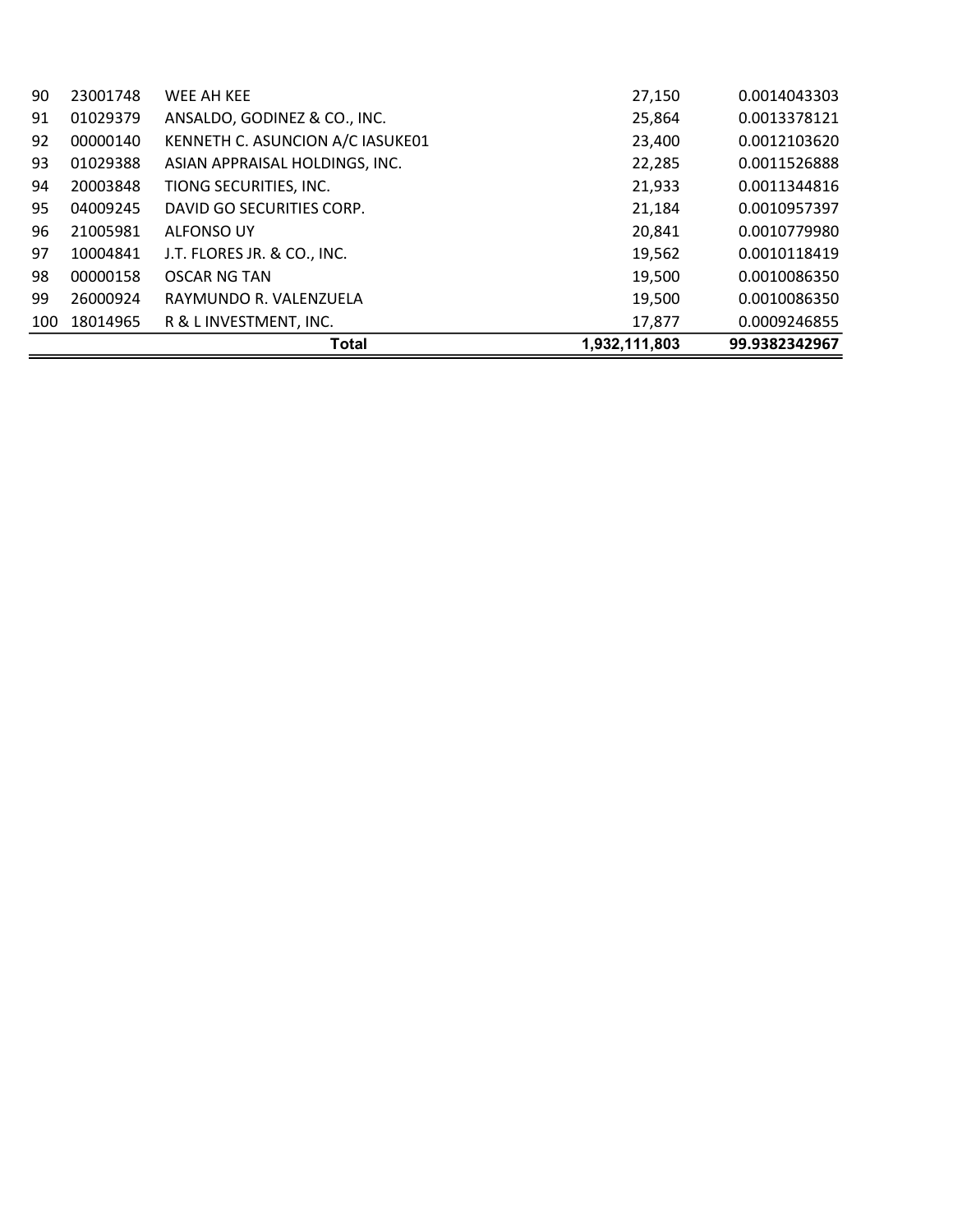| | | | | |
|---|---|---|---|---|
| 90 | 23001748 | WEE AH KEE | 27,150 | 0.0014043303 |
| 91 | 01029379 | ANSALDO, GODINEZ & CO., INC. | 25,864 | 0.0013378121 |
| 92 | 00000140 | KENNETH C. ASUNCION A/C IASUKE01 | 23,400 | 0.0012103620 |
| 93 | 01029388 | ASIAN APPRAISAL HOLDINGS, INC. | 22,285 | 0.0011526888 |
| 94 | 20003848 | TIONG SECURITIES, INC. | 21,933 | 0.0011344816 |
| 95 | 04009245 | DAVID GO SECURITIES CORP. | 21,184 | 0.0010957397 |
| 96 | 21005981 | ALFONSO UY | 20,841 | 0.0010779980 |
| 97 | 10004841 | J.T. FLORES JR. & CO., INC. | 19,562 | 0.0010118419 |
| 98 | 00000158 | OSCAR NG TAN | 19,500 | 0.0010086350 |
| 99 | 26000924 | RAYMUNDO R. VALENZUELA | 19,500 | 0.0010086350 |
| 100 | 18014965 | R & L INVESTMENT, INC. | 17,877 | 0.0009246855 |
| | | **Total** | **1,932,111,803** | **99.9382342967** |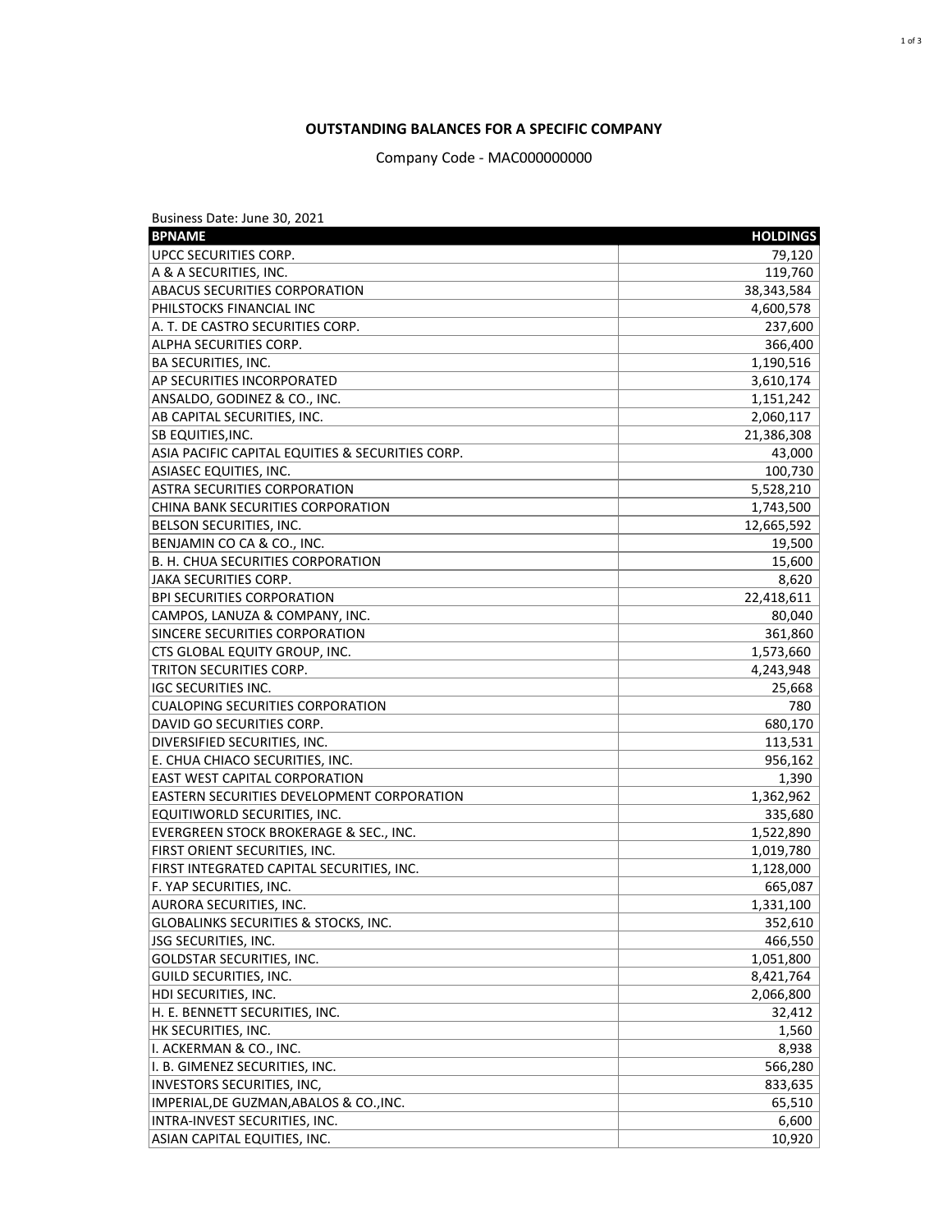**OUTSTANDING BALANCES FOR A SPECIFIC COMPANY**

Company Code - MAC000000000

Business Date: June 30, 2021

| BPNAME | HOLDINGS |
|---|---|
| UPCC SECURITIES CORP. | 79,120 |
| A & A SECURITIES, INC. | 119,760 |
| ABACUS SECURITIES CORPORATION | 38,343,584 |
| PHILSTOCKS FINANCIAL INC | 4,600,578 |
| A. T. DE CASTRO SECURITIES CORP. | 237,600 |
| ALPHA SECURITIES CORP. | 366,400 |
| BA SECURITIES, INC. | 1,190,516 |
| AP SECURITIES INCORPORATED | 3,610,174 |
| ANSALDO, GODINEZ & CO., INC. | 1,151,242 |
| AB CAPITAL SECURITIES, INC. | 2,060,117 |
| SB EQUITIES,INC. | 21,386,308 |
| ASIA PACIFIC CAPITAL EQUITIES & SECURITIES CORP. | 43,000 |
| ASIASEC EQUITIES, INC. | 100,730 |
| ASTRA SECURITIES CORPORATION | 5,528,210 |
| CHINA BANK SECURITIES CORPORATION | 1,743,500 |
| BELSON SECURITIES, INC. | 12,665,592 |
| BENJAMIN CO CA & CO., INC. | 19,500 |
| B. H. CHUA SECURITIES CORPORATION | 15,600 |
| JAKA SECURITIES CORP. | 8,620 |
| BPI SECURITIES CORPORATION | 22,418,611 |
| CAMPOS, LANUZA & COMPANY, INC. | 80,040 |
| SINCERE SECURITIES CORPORATION | 361,860 |
| CTS GLOBAL EQUITY GROUP, INC. | 1,573,660 |
| TRITON SECURITIES CORP. | 4,243,948 |
| IGC SECURITIES INC. | 25,668 |
| CUALOPING SECURITIES CORPORATION | 780 |
| DAVID GO SECURITIES CORP. | 680,170 |
| DIVERSIFIED SECURITIES, INC. | 113,531 |
| E. CHUA CHIACO SECURITIES, INC. | 956,162 |
| EAST WEST CAPITAL CORPORATION | 1,390 |
| EASTERN SECURITIES DEVELOPMENT CORPORATION | 1,362,962 |
| EQUITIWORLD SECURITIES, INC. | 335,680 |
| EVERGREEN STOCK BROKERAGE & SEC., INC. | 1,522,890 |
| FIRST ORIENT SECURITIES, INC. | 1,019,780 |
| FIRST INTEGRATED CAPITAL SECURITIES, INC. | 1,128,000 |
| F. YAP SECURITIES, INC. | 665,087 |
| AURORA SECURITIES, INC. | 1,331,100 |
| GLOBALINKS SECURITIES & STOCKS, INC. | 352,610 |
| JSG SECURITIES, INC. | 466,550 |
| GOLDSTAR SECURITIES, INC. | 1,051,800 |
| GUILD SECURITIES, INC. | 8,421,764 |
| HDI SECURITIES, INC. | 2,066,800 |
| H. E. BENNETT SECURITIES, INC. | 32,412 |
| HK SECURITIES, INC. | 1,560 |
| I. ACKERMAN & CO., INC. | 8,938 |
| I. B. GIMENEZ SECURITIES, INC. | 566,280 |
| INVESTORS SECURITIES, INC, | 833,635 |
| IMPERIAL,DE GUZMAN,ABALOS & CO.,INC. | 65,510 |
| INTRA-INVEST SECURITIES, INC. | 6,600 |
| ASIAN CAPITAL EQUITIES, INC. | 10,920 |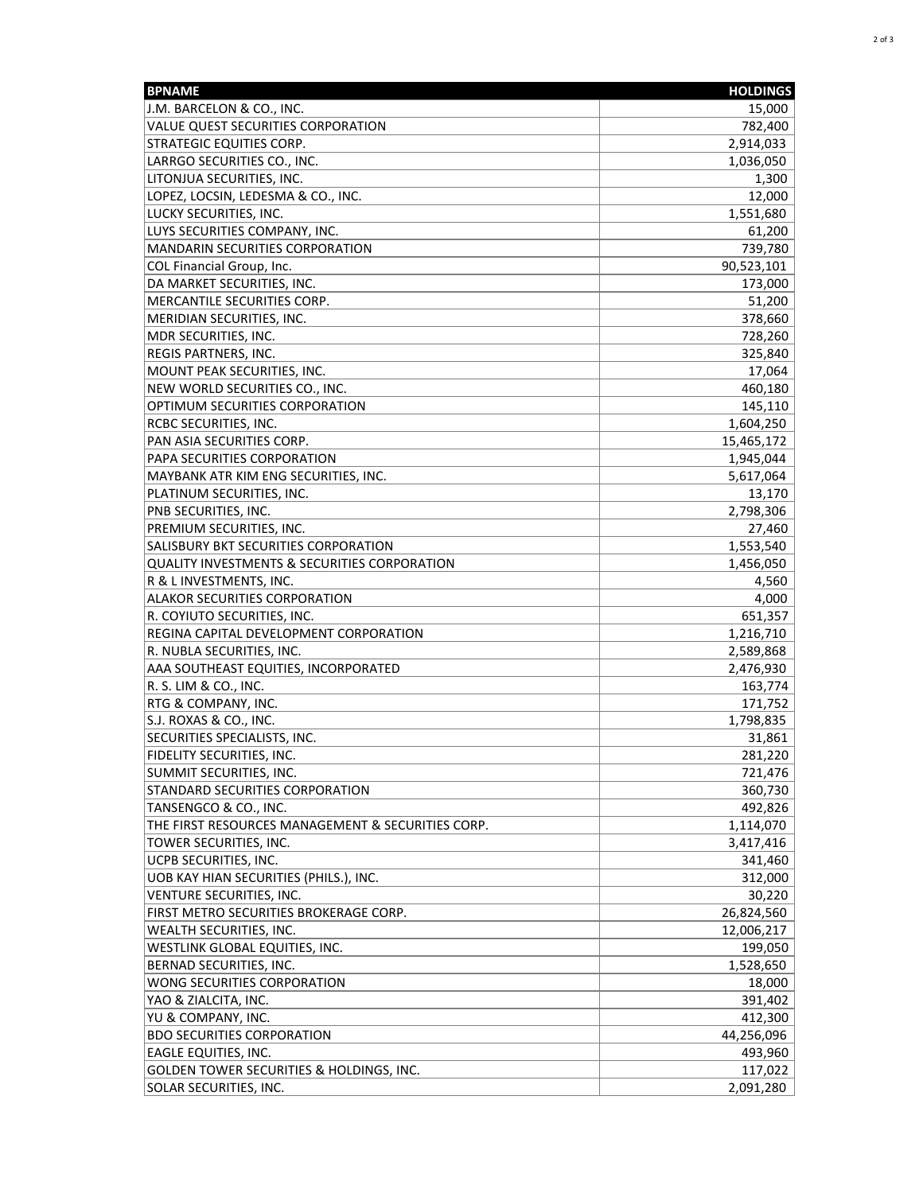| BPNAME | HOLDINGS |
| --- | --- |
| J.M. BARCELON & CO., INC. | 15,000 |
| VALUE QUEST SECURITIES CORPORATION | 782,400 |
| STRATEGIC EQUITIES CORP. | 2,914,033 |
| LARRGO SECURITIES CO., INC. | 1,036,050 |
| LITONJUA SECURITIES, INC. | 1,300 |
| LOPEZ, LOCSIN, LEDESMA & CO., INC. | 12,000 |
| LUCKY SECURITIES, INC. | 1,551,680 |
| LUYS SECURITIES COMPANY, INC. | 61,200 |
| MANDARIN SECURITIES CORPORATION | 739,780 |
| COL Financial Group, Inc. | 90,523,101 |
| DA MARKET SECURITIES, INC. | 173,000 |
| MERCANTILE SECURITIES CORP. | 51,200 |
| MERIDIAN SECURITIES, INC. | 378,660 |
| MDR SECURITIES, INC. | 728,260 |
| REGIS PARTNERS, INC. | 325,840 |
| MOUNT PEAK SECURITIES, INC. | 17,064 |
| NEW WORLD SECURITIES CO., INC. | 460,180 |
| OPTIMUM SECURITIES CORPORATION | 145,110 |
| RCBC SECURITIES, INC. | 1,604,250 |
| PAN ASIA SECURITIES CORP. | 15,465,172 |
| PAPA SECURITIES CORPORATION | 1,945,044 |
| MAYBANK ATR KIM ENG SECURITIES, INC. | 5,617,064 |
| PLATINUM SECURITIES, INC. | 13,170 |
| PNB SECURITIES, INC. | 2,798,306 |
| PREMIUM SECURITIES, INC. | 27,460 |
| SALISBURY BKT SECURITIES CORPORATION | 1,553,540 |
| QUALITY INVESTMENTS & SECURITIES CORPORATION | 1,456,050 |
| R & L INVESTMENTS, INC. | 4,560 |
| ALAKOR SECURITIES CORPORATION | 4,000 |
| R. COYIUTO SECURITIES, INC. | 651,357 |
| REGINA CAPITAL DEVELOPMENT CORPORATION | 1,216,710 |
| R. NUBLA SECURITIES, INC. | 2,589,868 |
| AAA SOUTHEAST EQUITIES, INCORPORATED | 2,476,930 |
| R. S. LIM & CO., INC. | 163,774 |
| RTG & COMPANY, INC. | 171,752 |
| S.J. ROXAS & CO., INC. | 1,798,835 |
| SECURITIES SPECIALISTS, INC. | 31,861 |
| FIDELITY SECURITIES, INC. | 281,220 |
| SUMMIT SECURITIES, INC. | 721,476 |
| STANDARD SECURITIES CORPORATION | 360,730 |
| TANSENGCO & CO., INC. | 492,826 |
| THE FIRST RESOURCES MANAGEMENT & SECURITIES CORP. | 1,114,070 |
| TOWER SECURITIES, INC. | 3,417,416 |
| UCPB SECURITIES, INC. | 341,460 |
| UOB KAY HIAN SECURITIES (PHILS.), INC. | 312,000 |
| VENTURE SECURITIES, INC. | 30,220 |
| FIRST METRO SECURITIES BROKERAGE CORP. | 26,824,560 |
| WEALTH SECURITIES, INC. | 12,006,217 |
| WESTLINK GLOBAL EQUITIES, INC. | 199,050 |
| BERNAD SECURITIES, INC. | 1,528,650 |
| WONG SECURITIES CORPORATION | 18,000 |
| YAO & ZIALCITA, INC. | 391,402 |
| YU & COMPANY, INC. | 412,300 |
| BDO SECURITIES CORPORATION | 44,256,096 |
| EAGLE EQUITIES, INC. | 493,960 |
| GOLDEN TOWER SECURITIES & HOLDINGS, INC. | 117,022 |
| SOLAR SECURITIES, INC. | 2,091,280 |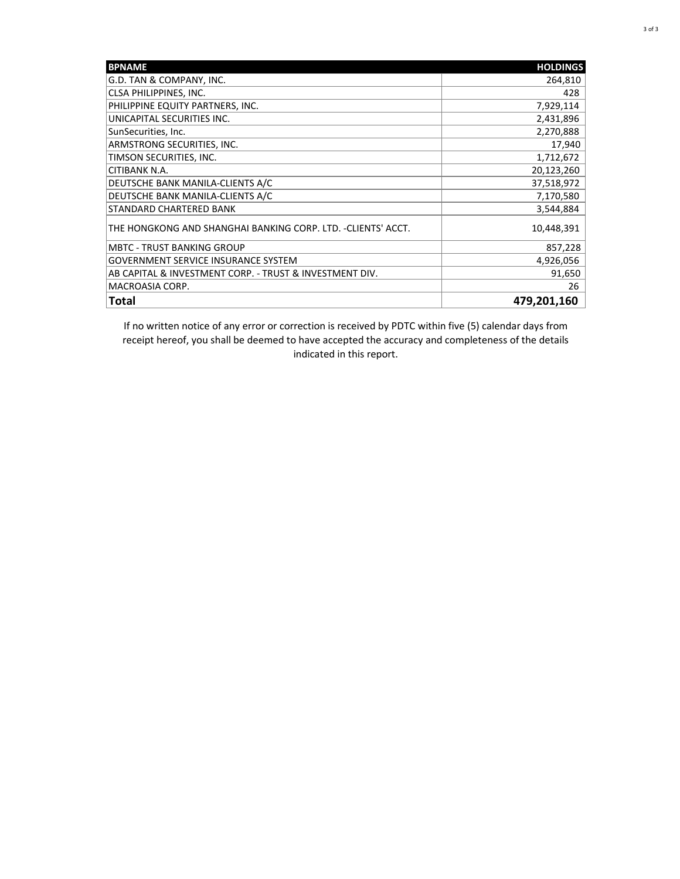| BPNAME | HOLDINGS |
| --- | --- |
| G.D. TAN & COMPANY, INC. | 264,810 |
| CLSA PHILIPPINES, INC. | 428 |
| PHILIPPINE EQUITY PARTNERS, INC. | 7,929,114 |
| UNICAPITAL SECURITIES INC. | 2,431,896 |
| SunSecurities, Inc. | 2,270,888 |
| ARMSTRONG SECURITIES, INC. | 17,940 |
| TIMSON SECURITIES, INC. | 1,712,672 |
| CITIBANK N.A. | 20,123,260 |
| DEUTSCHE BANK MANILA-CLIENTS A/C | 37,518,972 |
| DEUTSCHE BANK MANILA-CLIENTS A/C | 7,170,580 |
| STANDARD CHARTERED BANK | 3,544,884 |
| THE HONGKONG AND SHANGHAI BANKING CORP. LTD. -CLIENTS' ACCT. | 10,448,391 |
| MBTC - TRUST BANKING GROUP | 857,228 |
| GOVERNMENT SERVICE INSURANCE SYSTEM | 4,926,056 |
| AB CAPITAL & INVESTMENT CORP. - TRUST & INVESTMENT DIV. | 91,650 |
| MACROASIA CORP. | 26 |
| **Total** | **479,201,160** |

If no written notice of any error or correction is received by PDTC within five (5) calendar days from receipt hereof, you shall be deemed to have accepted the accuracy and completeness of the details indicated in this report.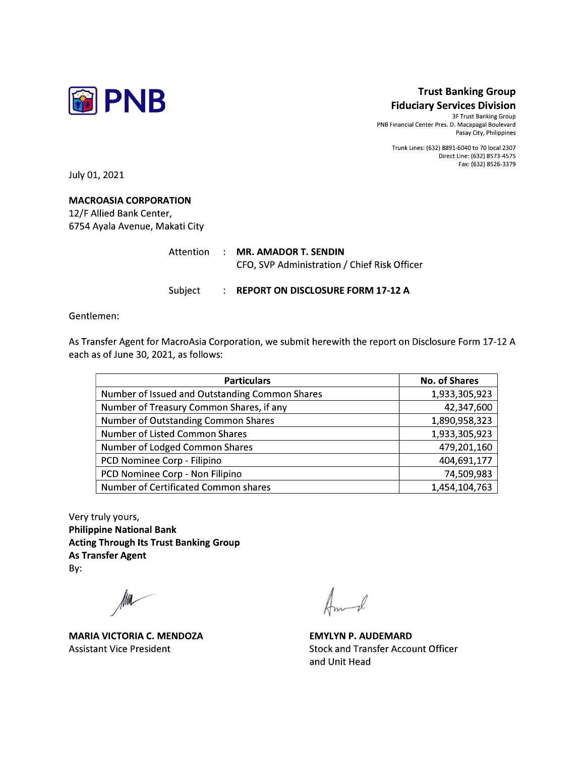PNB

**Trust Banking Group**
**Fiduciary Services Division**
3F Trust Banking Group
PNB Financial Center Pres. D. Macapagal Boulevard
Pasay City, Philippines

Trunk Lines: (632) 8891-6040 to 70 local 2307
Direct Line: (632) 8573-4575
Fax: (632) 8526-3379

July 01, 2021

**MACROASIA CORPORATION**
12/F Allied Bank Center,
6754 Ayala Avenue, Makati City

Attention : **MR. AMADOR T. SENDIN**
CFO, SVP Administration / Chief Risk Officer

Subject : **REPORT ON DISCLOSURE FORM 17-12 A**

Gentlemen:

As Transfer Agent for MacroAsia Corporation, we submit herewith the report on Disclosure Form 17-12 A each as of June 30, 2021, as follows:

| Particulars | No. of Shares |
|---|---|
| Number of Issued and Outstanding Common Shares | 1,933,305,923 |
| Number of Treasury Common Shares, if any | 42,347,600 |
| Number of Outstanding Common Shares | 1,890,958,323 |
| Number of Listed Common Shares | 1,933,305,923 |
| Number of Lodged Common Shares | 479,201,160 |
| PCD Nominee Corp - Filipino | 404,691,177 |
| PCD Nominee Corp - Non Filipino | 74,509,983 |
| Number of Certificated Common shares | 1,454,104,763 |

Very truly yours,
**Philippine National Bank**
**Acting Through Its Trust Banking Group**
**As Transfer Agent**
By:

**MARIA VICTORIA C. MENDOZA**
Assistant Vice President

**EMYLYN P. AUDEMARD**
Stock and Transfer Account Officer
and Unit Head